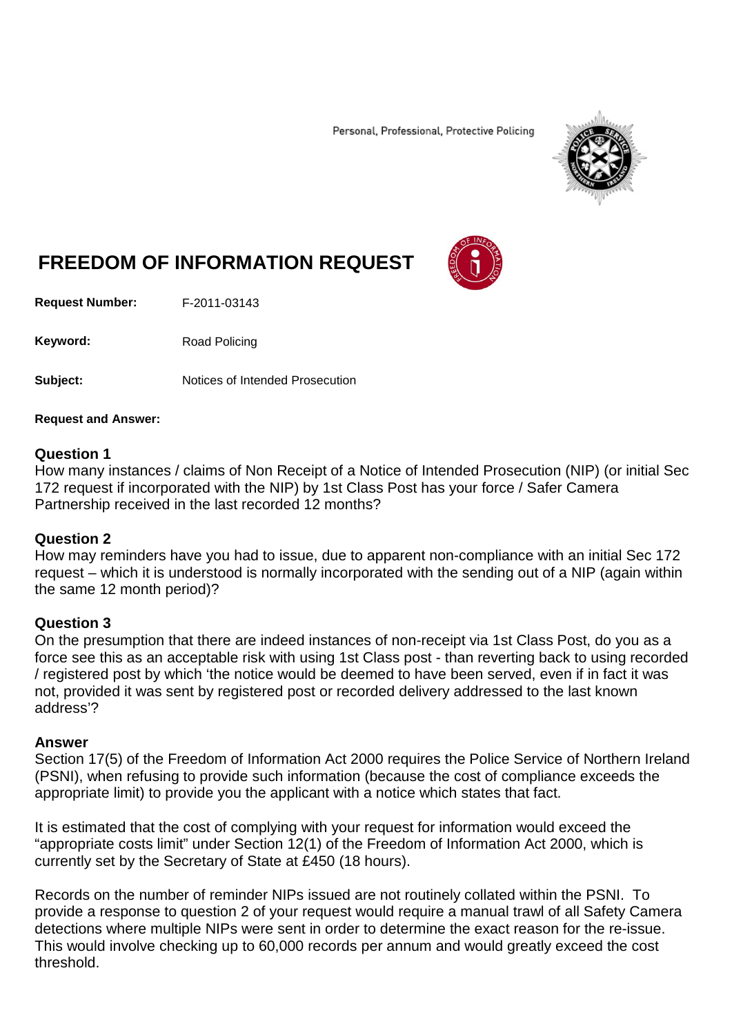Personal, Professional, Protective Policing

# FREEDOM OF INFORMATION REQUEST

**Request Number:** F-2011-03143

**Keyword:** Road Policing

**Subject:** Notices of Intended Prosecution

**Request and Answer:**

### Question 1

How many instances / claims of Non Receipt of a Notice of Intended Prosecution (NIP) (or initial Sec 172 request if incorporated with the NIP) by 1st Class Post has your force / Safer Camera Partnership received in the last recorded 12 months?

### Question 2

How may reminders have you had to issue, due to apparent non-compliance with an initial Sec 172 request – which it is understood is normally incorporated with the sending out of a NIP (again within the same 12 month period)?

### Question 3

On the presumption that there are indeed instances of non-receipt via 1st Class Post, do you as a force see this as an acceptable risk with using 1st Class post - than reverting back to using recorded / registered post by which 'the notice would be deemed to have been served, even if in fact it was not, provided it was sent by registered post or recorded delivery addressed to the last known address'?

### Answer

Section 17(5) of the Freedom of Information Act 2000 requires the Police Service of Northern Ireland (PSNI), when refusing to provide such information (because the cost of compliance exceeds the appropriate limit) to provide you the applicant with a notice which states that fact.

It is estimated that the cost of complying with your request for information would exceed the "appropriate costs limit" under Section 12(1) of the Freedom of Information Act 2000, which is currently set by the Secretary of State at £450 (18 hours).

Records on the number of reminder NIPs issued are not routinely collated within the PSNI. To provide a response to question 2 of your request would require a manual trawl of all Safety Camera detections where multiple NIPs were sent in order to determine the exact reason for the re-issue. This would involve checking up to 60,000 records per annum and would greatly exceed the cost threshold.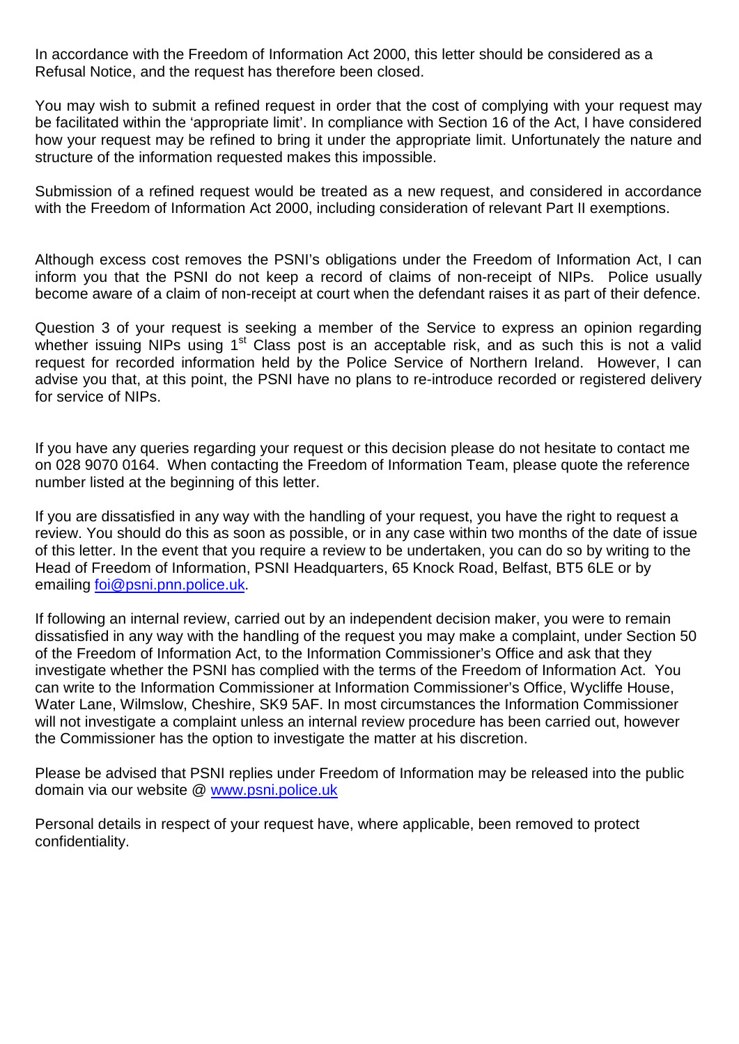In accordance with the Freedom of Information Act 2000, this letter should be considered as a Refusal Notice, and the request has therefore been closed.

You may wish to submit a refined request in order that the cost of complying with your request may be facilitated within the 'appropriate limit'. In compliance with Section 16 of the Act, I have considered how your request may be refined to bring it under the appropriate limit. Unfortunately the nature and structure of the information requested makes this impossible.

Submission of a refined request would be treated as a new request, and considered in accordance with the Freedom of Information Act 2000, including consideration of relevant Part II exemptions.

Although excess cost removes the PSNI's obligations under the Freedom of Information Act, I can inform you that the PSNI do not keep a record of claims of non-receipt of NIPs. Police usually become aware of a claim of non-receipt at court when the defendant raises it as part of their defence.

Question 3 of your request is seeking a member of the Service to express an opinion regarding whether issuing NIPs using 1st Class post is an acceptable risk, and as such this is not a valid request for recorded information held by the Police Service of Northern Ireland. However, I can advise you that, at this point, the PSNI have no plans to re-introduce recorded or registered delivery for service of NIPs.

If you have any queries regarding your request or this decision please do not hesitate to contact me on 028 9070 0164. When contacting the Freedom of Information Team, please quote the reference number listed at the beginning of this letter.

If you are dissatisfied in any way with the handling of your request, you have the right to request a review. You should do this as soon as possible, or in any case within two months of the date of issue of this letter. In the event that you require a review to be undertaken, you can do so by writing to the Head of Freedom of Information, PSNI Headquarters, 65 Knock Road, Belfast, BT5 6LE or by emailing [foi@psni.pnn.police.uk](mailto:foi@psni.pnn.police.uk).

If following an internal review, carried out by an independent decision maker, you were to remain dissatisfied in any way with the handling of the request you may make a complaint, under Section 50 of the Freedom of Information Act, to the Information Commissioner's Office and ask that they investigate whether the PSNI has complied with the terms of the Freedom of Information Act. You can write to the Information Commissioner at Information Commissioner's Office, Wycliffe House, Water Lane, Wilmslow, Cheshire, SK9 5AF. In most circumstances the Information Commissioner will not investigate a complaint unless an internal review procedure has been carried out, however the Commissioner has the option to investigate the matter at his discretion.

Please be advised that PSNI replies under Freedom of Information may be released into the public domain via our website @ [www.psni.police.uk](http://www.psni.police.uk)

Personal details in respect of your request have, where applicable, been removed to protect confidentiality.